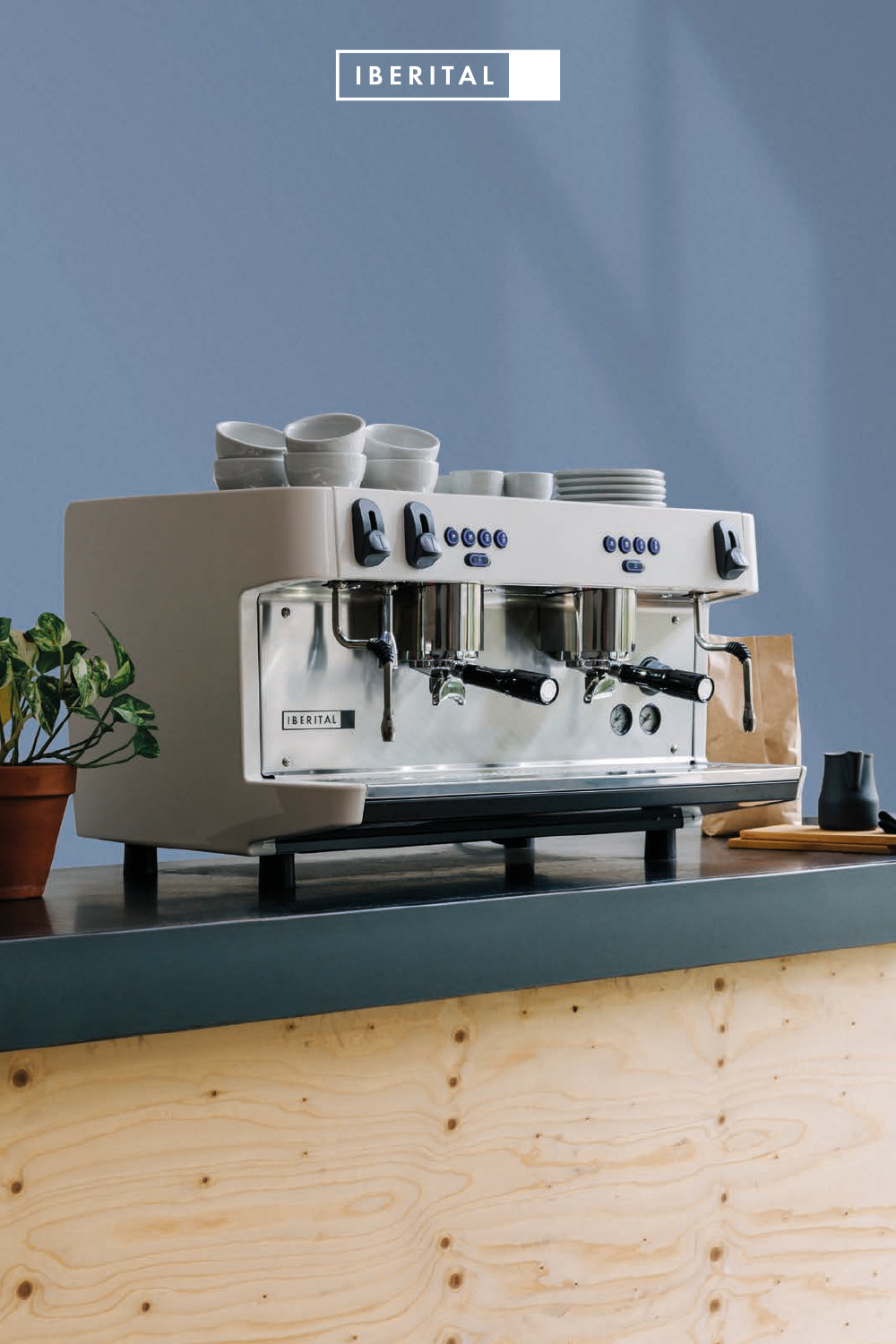# IBERITAL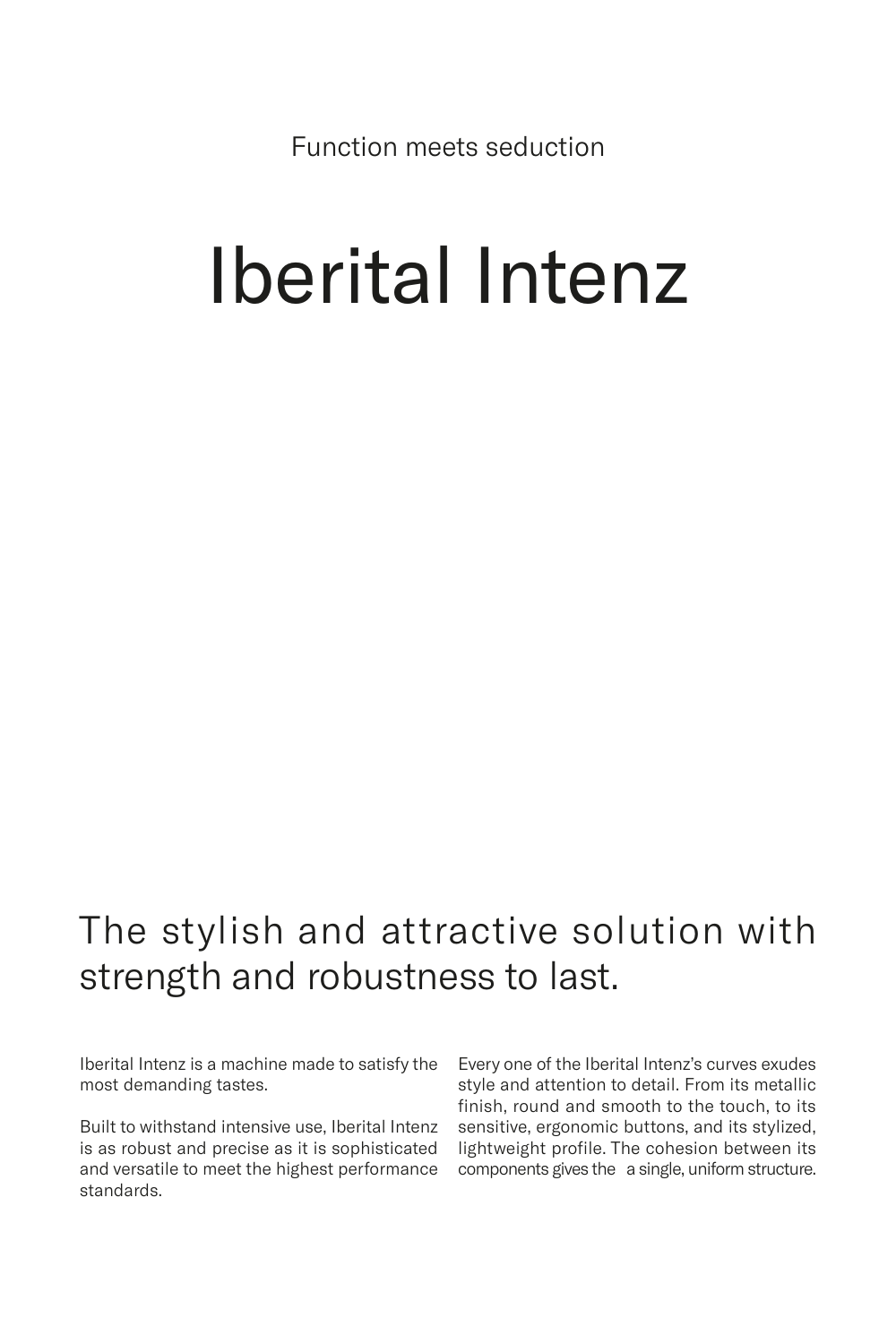Function meets seduction

# Iberital Intenz

## The stylish and attractive solution with strength and robustness to last.

Iberital Intenz is a machine made to satisfy the most demanding tastes.

Built to withstand intensive use, Iberital Intenz is as robust and precise as it is sophisticated and versatile to meet the highest performance standards.

Every one of the Iberital Intenz's curves exudes style and attention to detail. From its metallic finish, round and smooth to the touch, to its sensitive, ergonomic buttons, and its stylized, lightweight profile. The cohesion between its components gives the a single, uniform structure.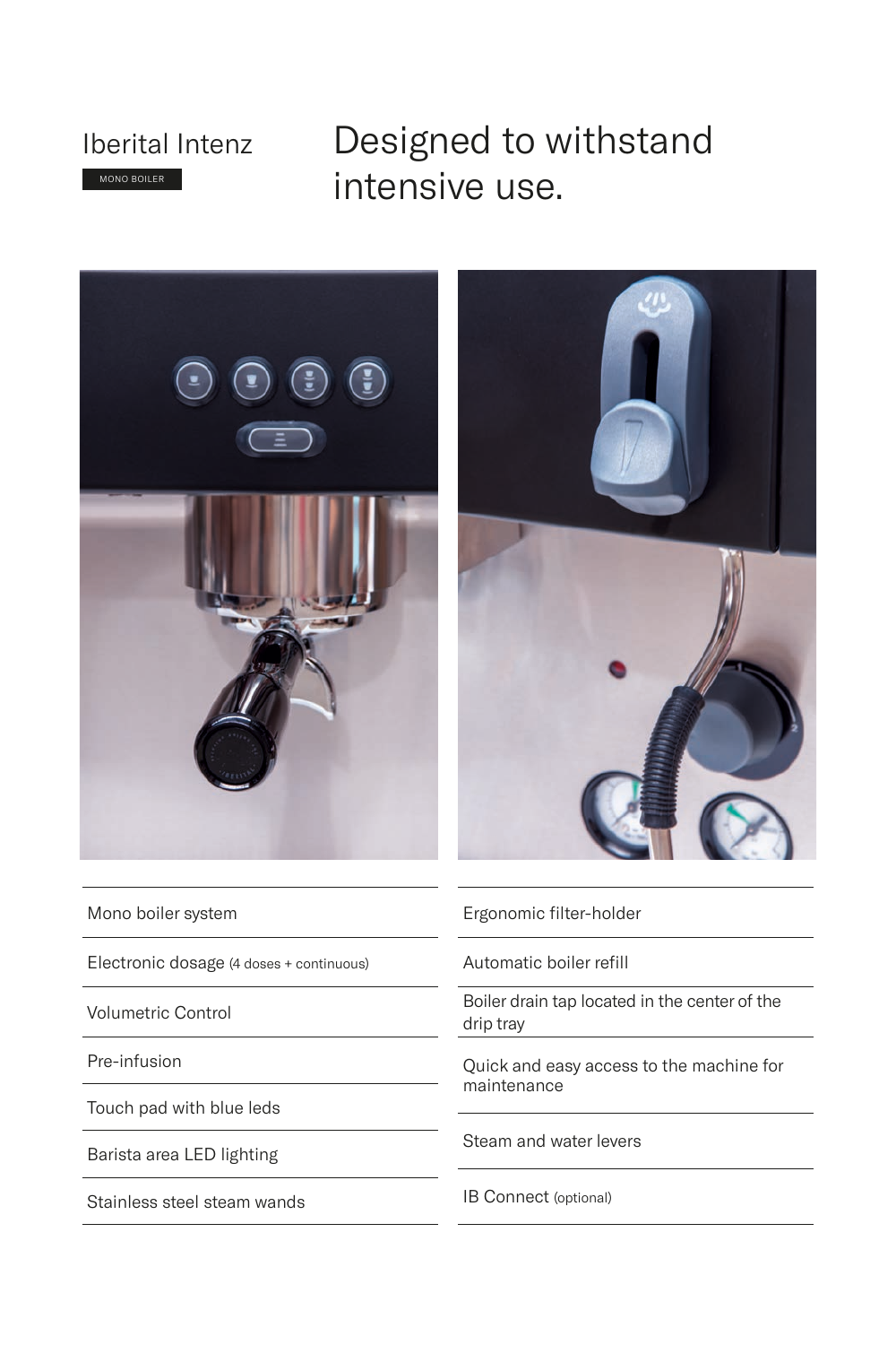Iberital Intenz

MONO BOILER

# Designed to withstand intensive use.

| | |
|---|---|
| Mono boiler system | Ergonomic filter-holder |
| Electronic dosage (4 doses + continuous) | Automatic boiler refill |
| Volumetric Control | Boiler drain tap located in the center of the drip tray |
| Pre-infusion | Quick and easy access to the machine for maintenance |
| Touch pad with blue leds | Steam and water levers |
| Barista area LED lighting | IB Connect (optional) |
| Stainless steel steam wands | |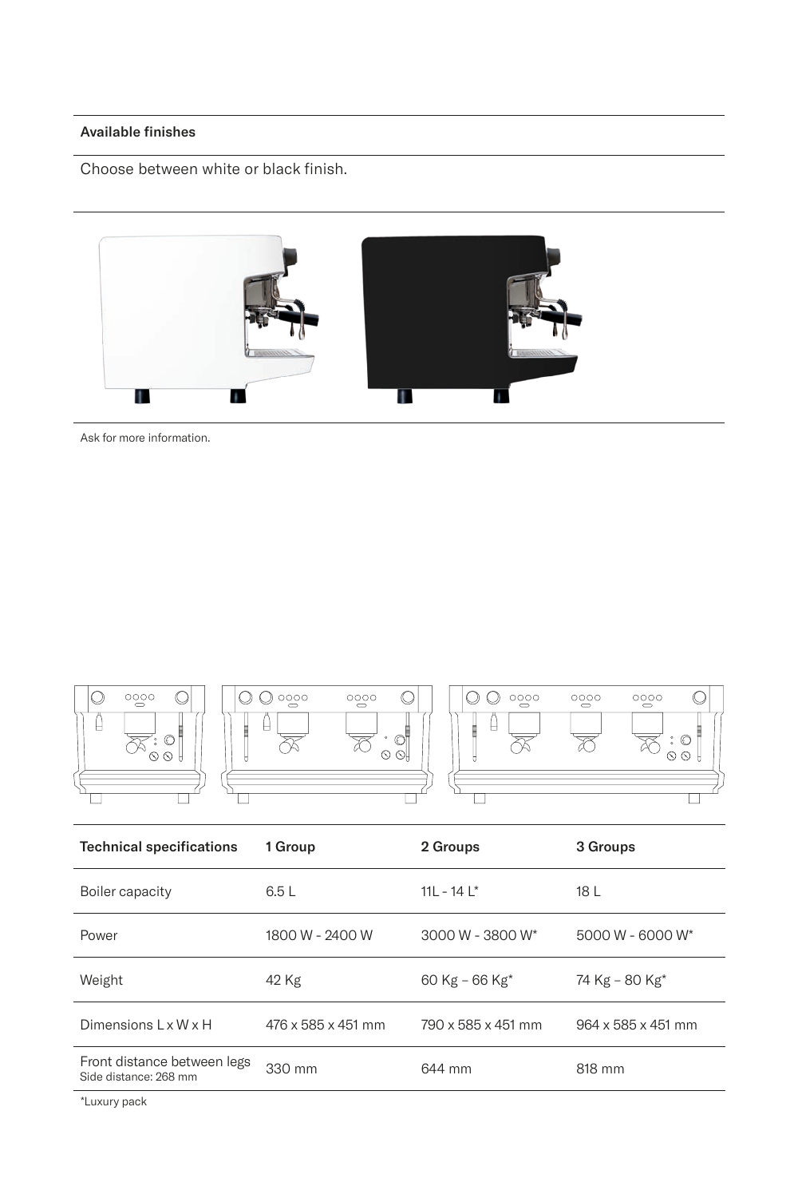### Available finishes

Choose between white or black finish.

Ask for more information.

| Technical specifications | 1 Group | 2 Groups | 3 Groups |
| --- | --- | --- | --- |
| Boiler capacity | 6.5 L | 11L - 14 L* | 18 L |
| Power | 1800 W - 2400 W | 3000 W - 3800 W* | 5000 W - 6000 W* |
| Weight | 42 Kg | 60 Kg – 66 Kg* | 74 Kg – 80 Kg* |
| Dimensions L x W x H | 476 x 585 x 451 mm | 790 x 585 x 451 mm | 964 x 585 x 451 mm |
| Front distance between legs<br>Side distance: 268 mm | 330 mm | 644 mm | 818 mm |

*Luxury pack